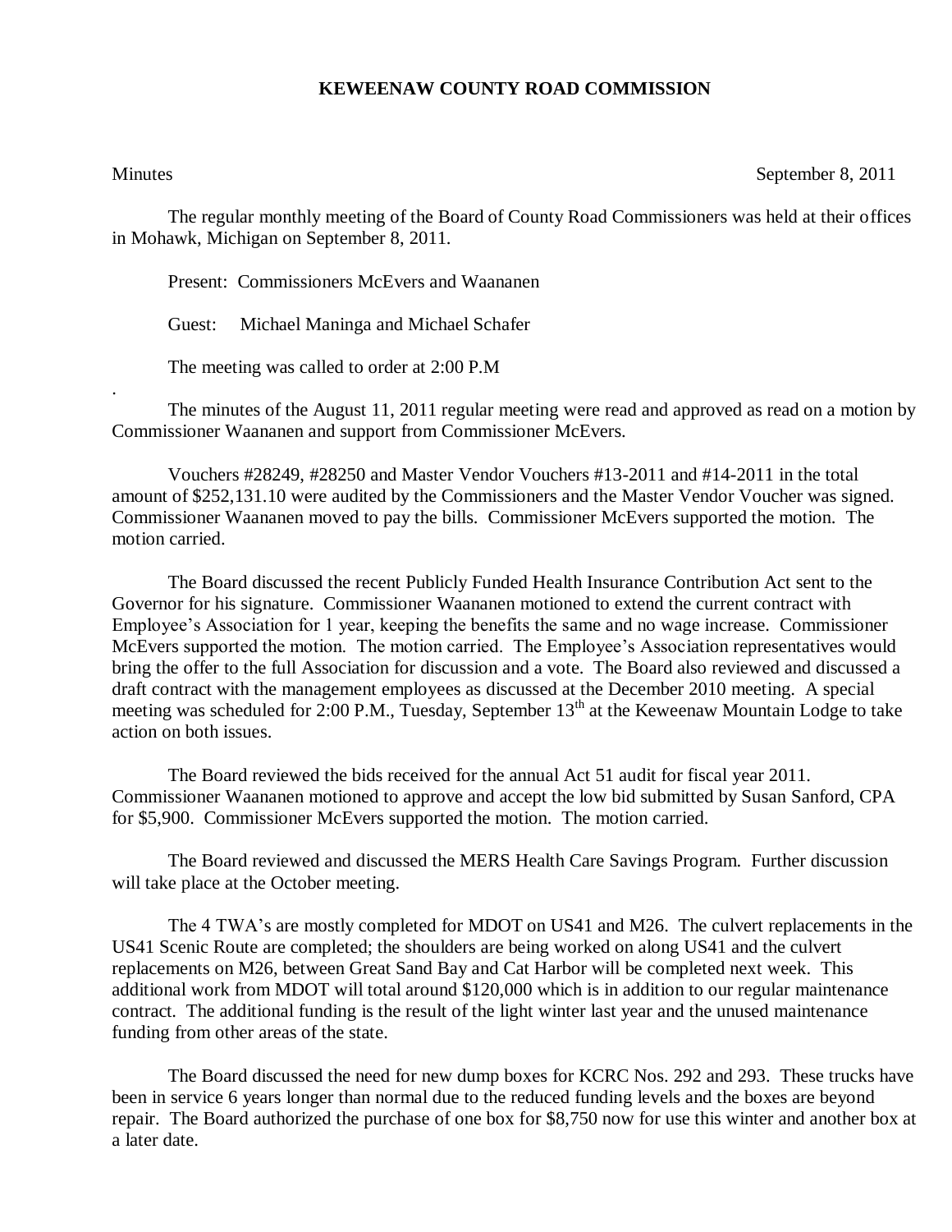# KEWEENAW COUNTY ROAD COMMISSION

Minutes September 8, 2011

The regular monthly meeting of the Board of County Road Commissioners was held at their offices in Mohawk, Michigan on September 8, 2011.

Present: Commissioners McEvers and Waananen

Guest: Michael Maninga and Michael Schafer

The meeting was called to order at 2:00 P.M

.

The minutes of the August 11, 2011 regular meeting were read and approved as read on a motion by Commissioner Waananen and support from Commissioner McEvers.

Vouchers #28249, #28250 and Master Vendor Vouchers #13-2011 and #14-2011 in the total amount of $252,131.10 were audited by the Commissioners and the Master Vendor Voucher was signed. Commissioner Waananen moved to pay the bills. Commissioner McEvers supported the motion. The motion carried.

The Board discussed the recent Publicly Funded Health Insurance Contribution Act sent to the Governor for his signature. Commissioner Waananen motioned to extend the current contract with Employee's Association for 1 year, keeping the benefits the same and no wage increase. Commissioner McEvers supported the motion. The motion carried. The Employee's Association representatives would bring the offer to the full Association for discussion and a vote. The Board also reviewed and discussed a draft contract with the management employees as discussed at the December 2010 meeting. A special meeting was scheduled for 2:00 P.M., Tuesday, September 13th at the Keweenaw Mountain Lodge to take action on both issues.

The Board reviewed the bids received for the annual Act 51 audit for fiscal year 2011. Commissioner Waananen motioned to approve and accept the low bid submitted by Susan Sanford, CPA for $5,900. Commissioner McEvers supported the motion. The motion carried.

The Board reviewed and discussed the MERS Health Care Savings Program. Further discussion will take place at the October meeting.

The 4 TWA's are mostly completed for MDOT on US41 and M26. The culvert replacements in the US41 Scenic Route are completed; the shoulders are being worked on along US41 and the culvert replacements on M26, between Great Sand Bay and Cat Harbor will be completed next week. This additional work from MDOT will total around $120,000 which is in addition to our regular maintenance contract. The additional funding is the result of the light winter last year and the unused maintenance funding from other areas of the state.

The Board discussed the need for new dump boxes for KCRC Nos. 292 and 293. These trucks have been in service 6 years longer than normal due to the reduced funding levels and the boxes are beyond repair. The Board authorized the purchase of one box for $8,750 now for use this winter and another box at a later date.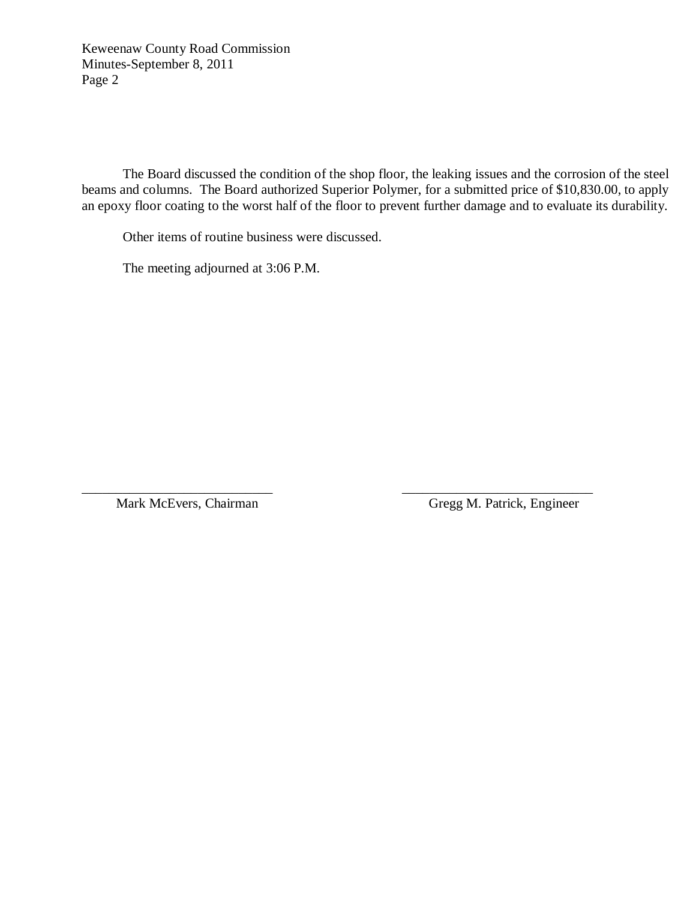The Board discussed the condition of the shop floor, the leaking issues and the corrosion of the steel beams and columns. The Board authorized Superior Polymer, for a submitted price of $10,830.00, to apply an epoxy floor coating to the worst half of the floor to prevent further damage and to evaluate its durability.

Other items of routine business were discussed.

The meeting adjourned at 3:06 P.M.

\_\_\_\_\_\_\_\_\_\_\_\_\_\_\_\_\_\_\_\_\_\_\_\_\_\_\_\_
Mark McEvers, Chairman

\_\_\_\_\_\_\_\_\_\_\_\_\_\_\_\_\_\_\_\_\_\_\_\_\_\_\_\_
Gregg M. Patrick, Engineer